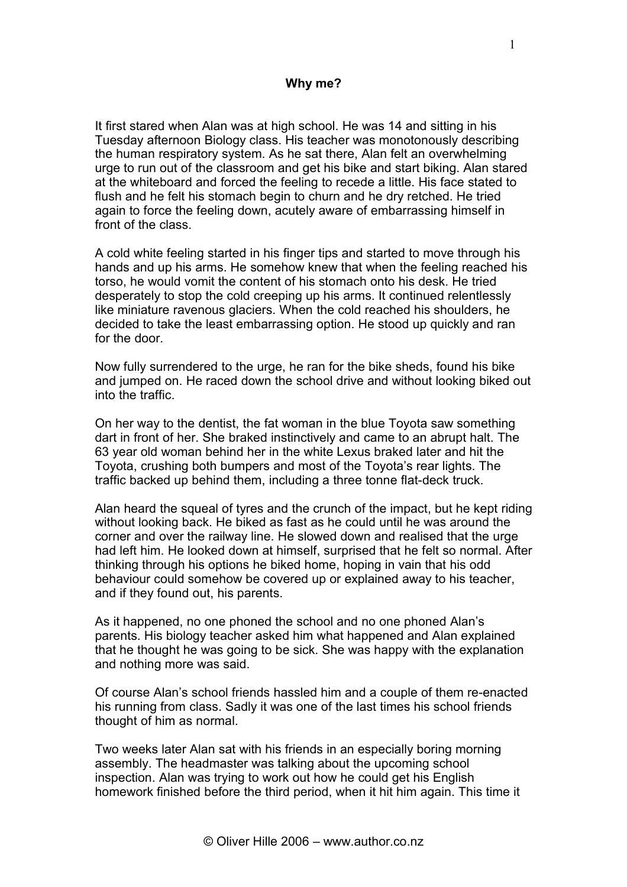# Why me?

It first stared when Alan was at high school. He was 14 and sitting in his Tuesday afternoon Biology class. His teacher was monotonously describing the human respiratory system. As he sat there, Alan felt an overwhelming urge to run out of the classroom and get his bike and start biking. Alan stared at the whiteboard and forced the feeling to recede a little. His face stated to flush and he felt his stomach begin to churn and he dry retched. He tried again to force the feeling down, acutely aware of embarrassing himself in front of the class.

A cold white feeling started in his finger tips and started to move through his hands and up his arms. He somehow knew that when the feeling reached his torso, he would vomit the content of his stomach onto his desk. He tried desperately to stop the cold creeping up his arms. It continued relentlessly like miniature ravenous glaciers. When the cold reached his shoulders, he decided to take the least embarrassing option. He stood up quickly and ran for the door.

Now fully surrendered to the urge, he ran for the bike sheds, found his bike and jumped on. He raced down the school drive and without looking biked out into the traffic.

On her way to the dentist, the fat woman in the blue Toyota saw something dart in front of her. She braked instinctively and came to an abrupt halt. The 63 year old woman behind her in the white Lexus braked later and hit the Toyota, crushing both bumpers and most of the Toyota's rear lights. The traffic backed up behind them, including a three tonne flat-deck truck.

Alan heard the squeal of tyres and the crunch of the impact, but he kept riding without looking back. He biked as fast as he could until he was around the corner and over the railway line. He slowed down and realised that the urge had left him. He looked down at himself, surprised that he felt so normal. After thinking through his options he biked home, hoping in vain that his odd behaviour could somehow be covered up or explained away to his teacher, and if they found out, his parents.

As it happened, no one phoned the school and no one phoned Alan's parents. His biology teacher asked him what happened and Alan explained that he thought he was going to be sick. She was happy with the explanation and nothing more was said.

Of course Alan's school friends hassled him and a couple of them re-enacted his running from class. Sadly it was one of the last times his school friends thought of him as normal.

Two weeks later Alan sat with his friends in an especially boring morning assembly. The headmaster was talking about the upcoming school inspection. Alan was trying to work out how he could get his English homework finished before the third period, when it hit him again. This time it

© Oliver Hille 2006 – www.author.co.nz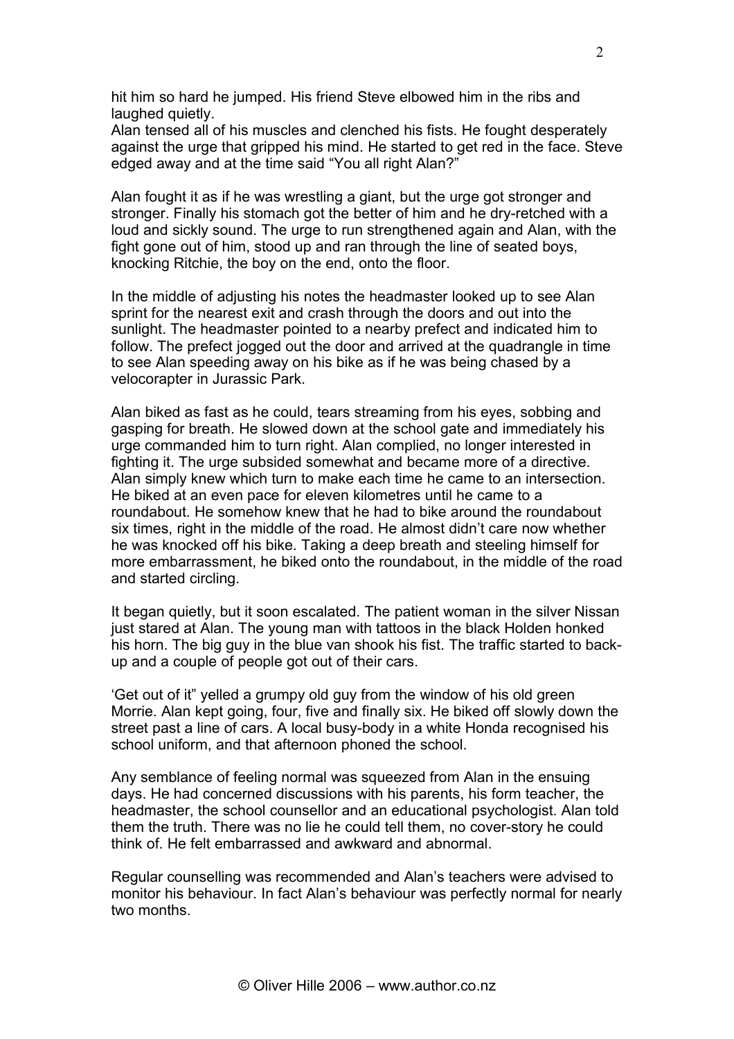hit him so hard he jumped. His friend Steve elbowed him in the ribs and laughed quietly.
Alan tensed all of his muscles and clenched his fists. He fought desperately against the urge that gripped his mind. He started to get red in the face. Steve edged away and at the time said “You all right Alan?”

Alan fought it as if he was wrestling a giant, but the urge got stronger and stronger. Finally his stomach got the better of him and he dry-retched with a loud and sickly sound. The urge to run strengthened again and Alan, with the fight gone out of him, stood up and ran through the line of seated boys, knocking Ritchie, the boy on the end, onto the floor.

In the middle of adjusting his notes the headmaster looked up to see Alan sprint for the nearest exit and crash through the doors and out into the sunlight. The headmaster pointed to a nearby prefect and indicated him to follow. The prefect jogged out the door and arrived at the quadrangle in time to see Alan speeding away on his bike as if he was being chased by a velocorapter in Jurassic Park.

Alan biked as fast as he could, tears streaming from his eyes, sobbing and gasping for breath. He slowed down at the school gate and immediately his urge commanded him to turn right. Alan complied, no longer interested in fighting it. The urge subsided somewhat and became more of a directive. Alan simply knew which turn to make each time he came to an intersection. He biked at an even pace for eleven kilometres until he came to a roundabout. He somehow knew that he had to bike around the roundabout six times, right in the middle of the road. He almost didn’t care now whether he was knocked off his bike. Taking a deep breath and steeling himself for more embarrassment, he biked onto the roundabout, in the middle of the road and started circling.

It began quietly, but it soon escalated. The patient woman in the silver Nissan just stared at Alan. The young man with tattoos in the black Holden honked his horn. The big guy in the blue van shook his fist. The traffic started to back-up and a couple of people got out of their cars.

‘Get out of it” yelled a grumpy old guy from the window of his old green Morrie. Alan kept going, four, five and finally six. He biked off slowly down the street past a line of cars. A local busy-body in a white Honda recognised his school uniform, and that afternoon phoned the school.

Any semblance of feeling normal was squeezed from Alan in the ensuing days. He had concerned discussions with his parents, his form teacher, the headmaster, the school counsellor and an educational psychologist. Alan told them the truth. There was no lie he could tell them, no cover-story he could think of. He felt embarrassed and awkward and abnormal.

Regular counselling was recommended and Alan’s teachers were advised to monitor his behaviour. In fact Alan’s behaviour was perfectly normal for nearly two months.

© Oliver Hille 2006 – www.author.co.nz